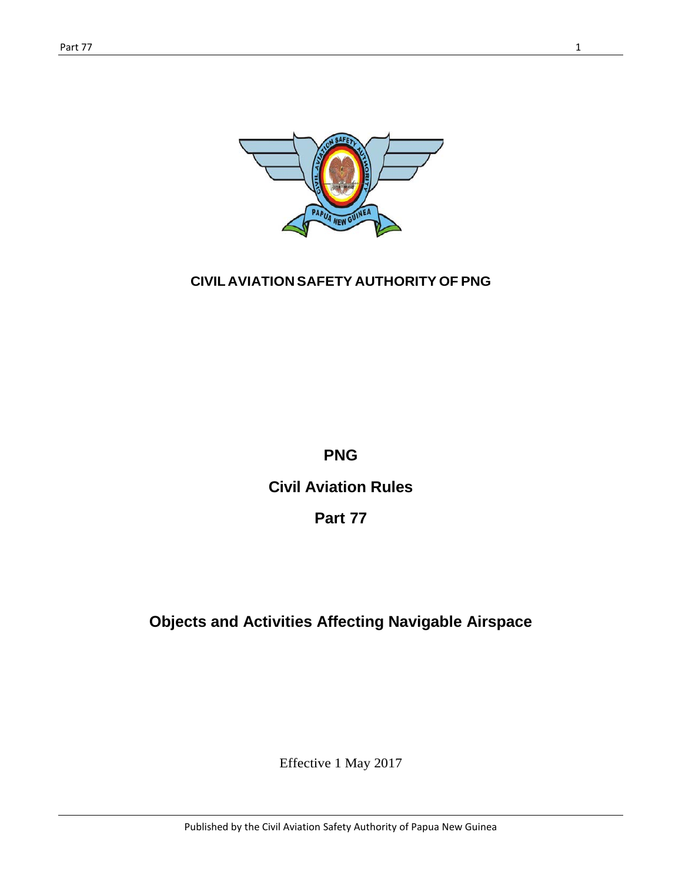**CIVIL AVIATION SAFETY AUTHORITY OF PNG**

# PNG

# Civil Aviation Rules

# Part 77

# Objects and Activities Affecting Navigable Airspace

Effective 1 May 2017

Published by the Civil Aviation Safety Authority of Papua New Guinea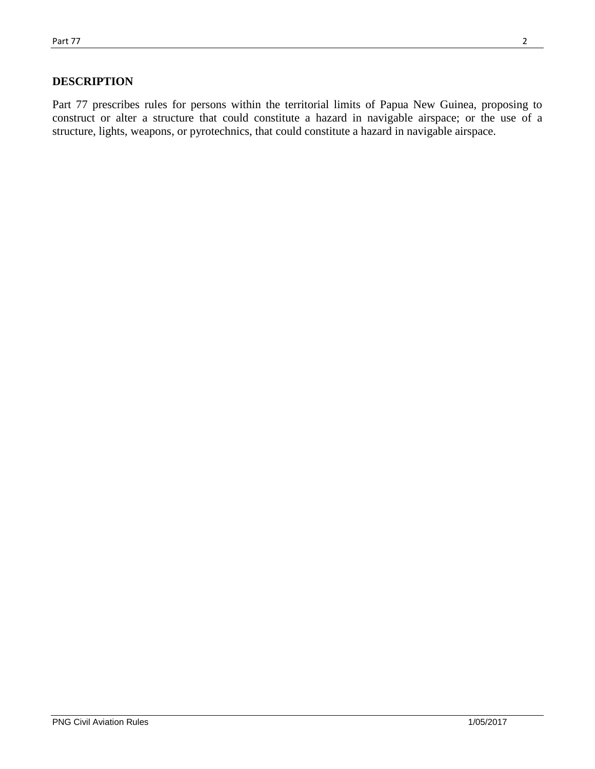## DESCRIPTION

Part 77 prescribes rules for persons within the territorial limits of Papua New Guinea, proposing to construct or alter a structure that could constitute a hazard in navigable airspace; or the use of a structure, lights, weapons, or pyrotechnics, that could constitute a hazard in navigable airspace.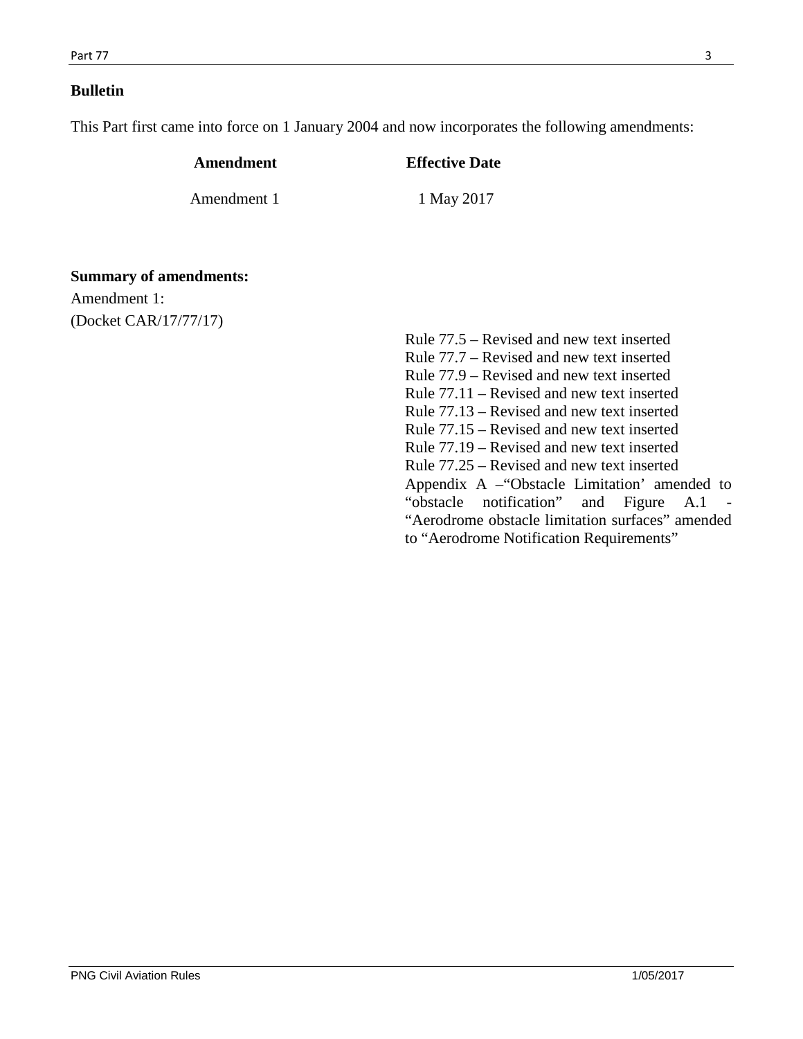## Bulletin

This Part first came into force on 1 January 2004 and now incorporates the following amendments:

| Amendment | Effective Date |
| --- | --- |
| Amendment 1 | 1 May 2017 |

**Summary of amendments:**

Amendment 1:
(Docket CAR/17/77/17)

Rule 77.5 – Revised and new text inserted
Rule 77.7 – Revised and new text inserted
Rule 77.9 – Revised and new text inserted
Rule 77.11 – Revised and new text inserted
Rule 77.13 – Revised and new text inserted
Rule 77.15 – Revised and new text inserted
Rule 77.19 – Revised and new text inserted
Rule 77.25 – Revised and new text inserted
Appendix A –"Obstacle Limitation' amended to "obstacle notification" and Figure A.1 - "Aerodrome obstacle limitation surfaces" amended to "Aerodrome Notification Requirements"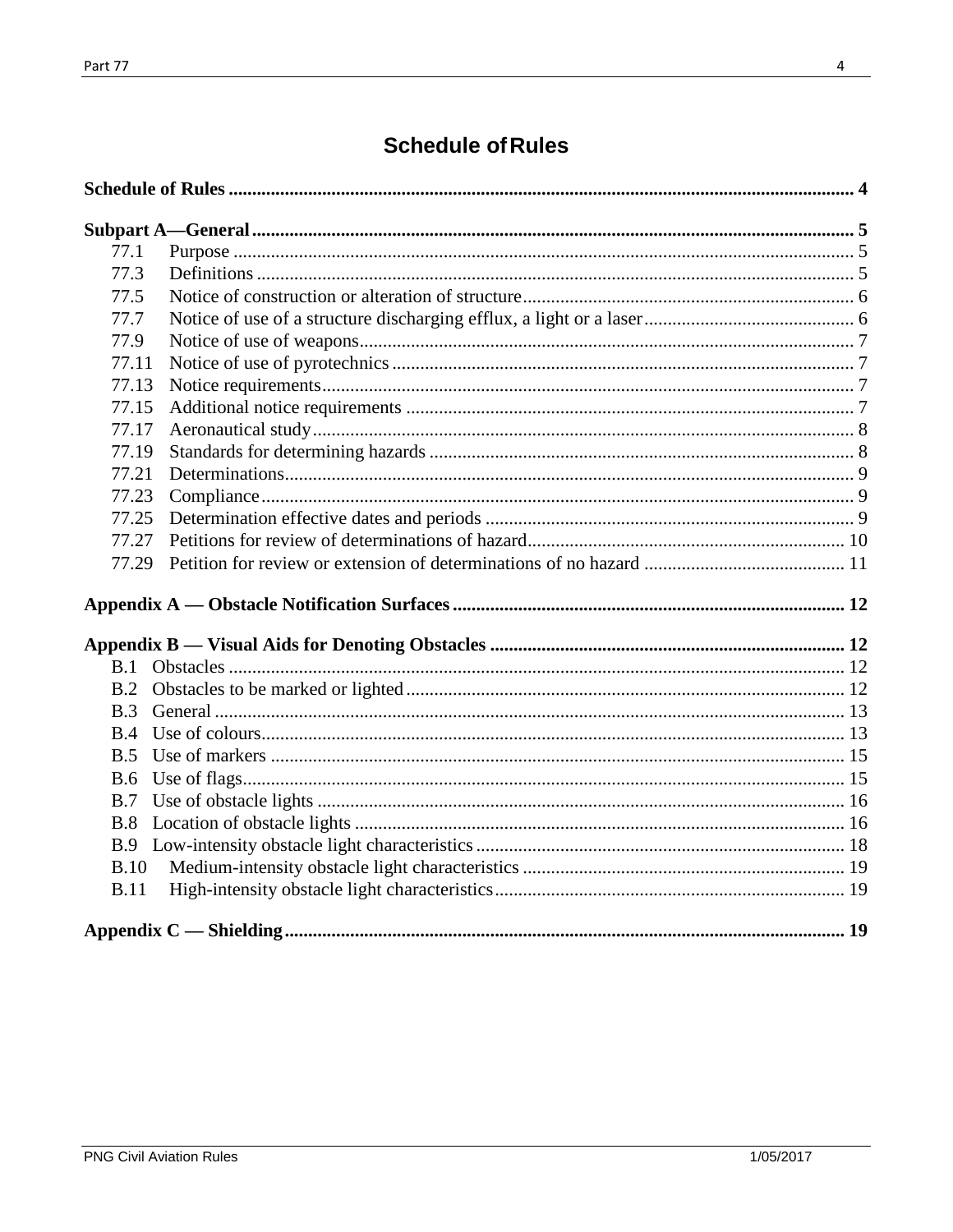# Schedule of Rules

**Schedule of Rules** ........................................................................................................................ **4**

**Subpart A—General** ........................................................................................................................ **5**

77.1 Purpose ........................................................................................................................ 5
77.3 Definitions ........................................................................................................................ 5
77.5 Notice of construction or alteration of structure ........................................................................ 6
77.7 Notice of use of a structure discharging efflux, a light or a laser ............................................... 6
77.9 Notice of use of weapons ........................................................................................................ 7
77.11 Notice of use of pyrotechnics .................................................................................................. 7
77.13 Notice requirements ................................................................................................................ 7
77.15 Additional notice requirements ............................................................................................... 7
77.17 Aeronautical study .................................................................................................................. 8
77.19 Standards for determining hazards .......................................................................................... 8
77.21 Determinations ........................................................................................................................ 9
77.23 Compliance ............................................................................................................................. 9
77.25 Determination effective dates and periods .............................................................................. 9
77.27 Petitions for review of determinations of hazard ................................................................... 10
77.29 Petition for review or extension of determinations of no hazard ........................................... 11

**Appendix A — Obstacle Notification Surfaces** ........................................................................ **12**

**Appendix B — Visual Aids for Denoting Obstacles** ................................................................. **12**

B.1 Obstacles ................................................................................................................................ 12
B.2 Obstacles to be marked or lighted ........................................................................................... 12
B.3 General ................................................................................................................................... 13
B.4 Use of colours ......................................................................................................................... 13
B.5 Use of markers ........................................................................................................................ 15
B.6 Use of flags ............................................................................................................................. 15
B.7 Use of obstacle lights .............................................................................................................. 16
B.8 Location of obstacle lights ....................................................................................................... 16
B.9 Low-intensity obstacle light characteristics ............................................................................. 18
B.10 Medium-intensity obstacle light characteristics ..................................................................... 19
B.11 High-intensity obstacle light characteristics .......................................................................... 19

**Appendix C — Shielding** ............................................................................................................ **19**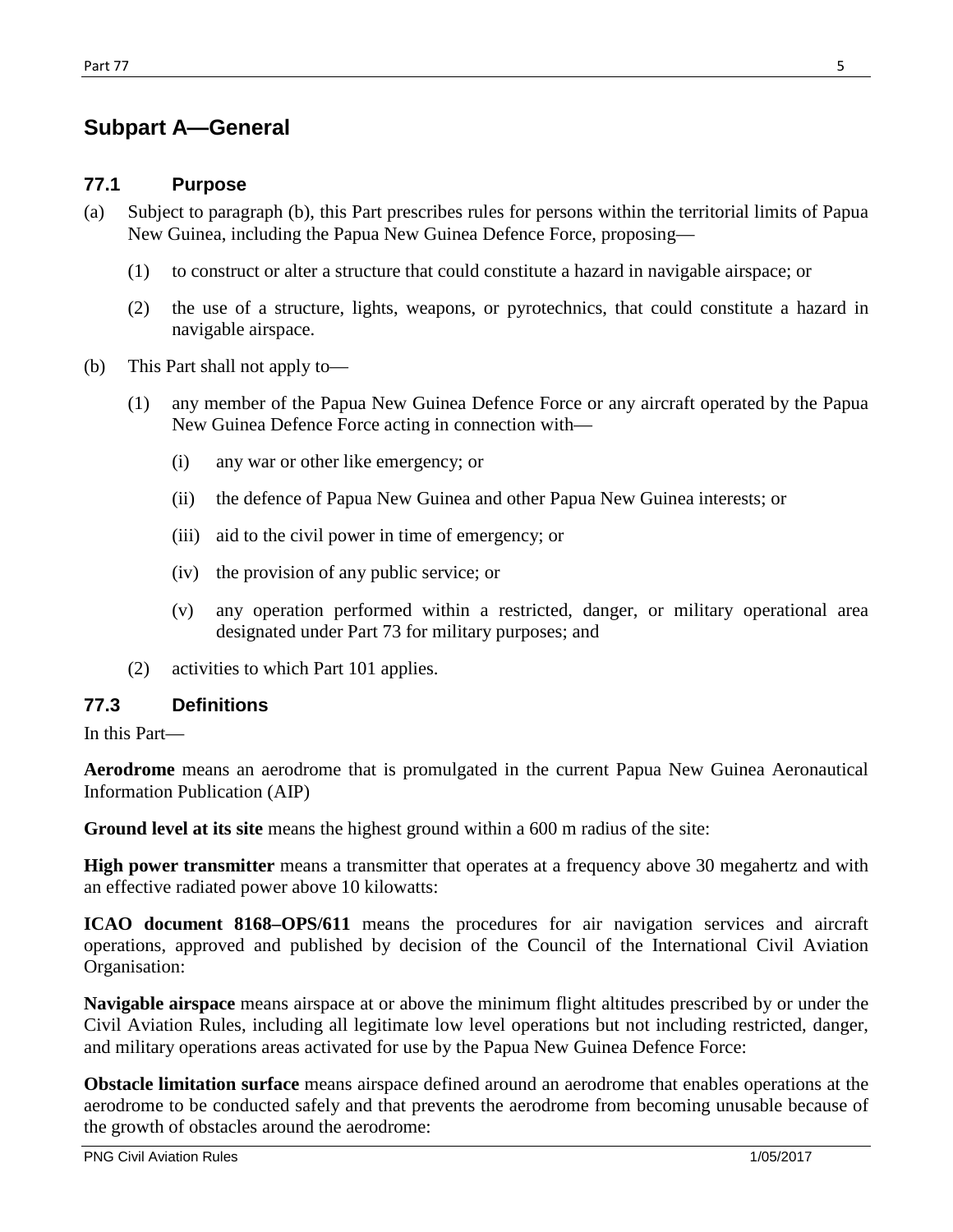## Subpart A—General

### 77.1 Purpose

(a) Subject to paragraph (b), this Part prescribes rules for persons within the territorial limits of Papua New Guinea, including the Papua New Guinea Defence Force, proposing—

  (1) to construct or alter a structure that could constitute a hazard in navigable airspace; or

  (2) the use of a structure, lights, weapons, or pyrotechnics, that could constitute a hazard in navigable airspace.

(b) This Part shall not apply to—

  (1) any member of the Papua New Guinea Defence Force or any aircraft operated by the Papua New Guinea Defence Force acting in connection with—

    (i) any war or other like emergency; or

    (ii) the defence of Papua New Guinea and other Papua New Guinea interests; or

    (iii) aid to the civil power in time of emergency; or

    (iv) the provision of any public service; or

    (v) any operation performed within a restricted, danger, or military operational area designated under Part 73 for military purposes; and

  (2) activities to which Part 101 applies.

### 77.3 Definitions

In this Part—

**Aerodrome** means an aerodrome that is promulgated in the current Papua New Guinea Aeronautical Information Publication (AIP)

**Ground level at its site** means the highest ground within a 600 m radius of the site:

**High power transmitter** means a transmitter that operates at a frequency above 30 megahertz and with an effective radiated power above 10 kilowatts:

**ICAO document 8168–OPS/611** means the procedures for air navigation services and aircraft operations, approved and published by decision of the Council of the International Civil Aviation Organisation:

**Navigable airspace** means airspace at or above the minimum flight altitudes prescribed by or under the Civil Aviation Rules, including all legitimate low level operations but not including restricted, danger, and military operations areas activated for use by the Papua New Guinea Defence Force:

**Obstacle limitation surface** means airspace defined around an aerodrome that enables operations at the aerodrome to be conducted safely and that prevents the aerodrome from becoming unusable because of the growth of obstacles around the aerodrome: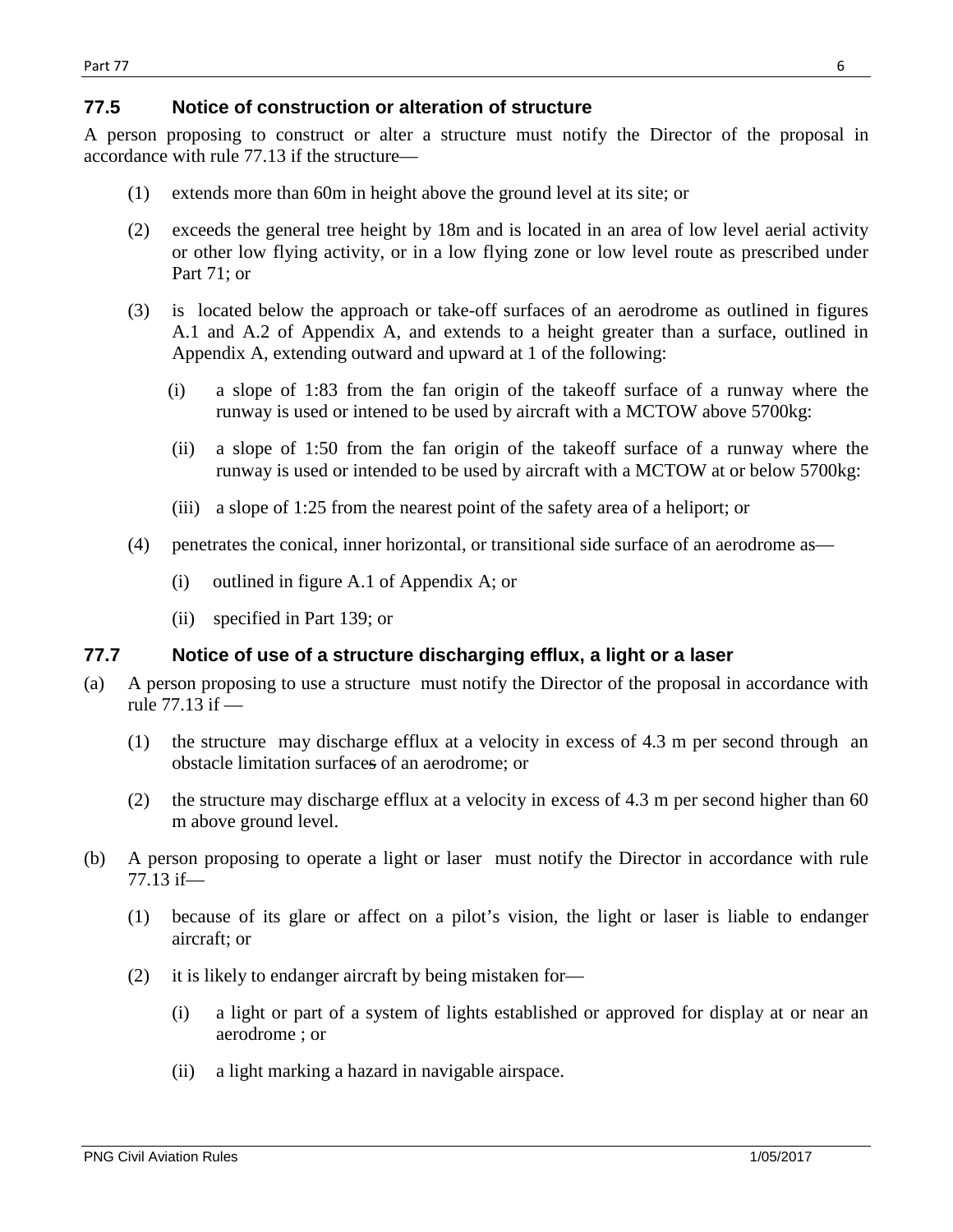## 77.5 Notice of construction or alteration of structure

A person proposing to construct or alter a structure must notify the Director of the proposal in accordance with rule 77.13 if the structure—

(1) extends more than 60m in height above the ground level at its site; or

(2) exceeds the general tree height by 18m and is located in an area of low level aerial activity or other low flying activity, or in a low flying zone or low level route as prescribed under Part 71; or

(3) is located below the approach or take-off surfaces of an aerodrome as outlined in figures A.1 and A.2 of Appendix A, and extends to a height greater than a surface, outlined in Appendix A, extending outward and upward at 1 of the following:

  (i) a slope of 1:83 from the fan origin of the takeoff surface of a runway where the runway is used or intened to be used by aircraft with a MCTOW above 5700kg:

  (ii) a slope of 1:50 from the fan origin of the takeoff surface of a runway where the runway is used or intended to be used by aircraft with a MCTOW at or below 5700kg:

  (iii) a slope of 1:25 from the nearest point of the safety area of a heliport; or

(4) penetrates the conical, inner horizontal, or transitional side surface of an aerodrome as—

  (i) outlined in figure A.1 of Appendix A; or

  (ii) specified in Part 139; or

## 77.7 Notice of use of a structure discharging efflux, a light or a laser

(a) A person proposing to use a structure must notify the Director of the proposal in accordance with rule 77.13 if —

  (1) the structure may discharge efflux at a velocity in excess of 4.3 m per second through an obstacle limitation surfaces of an aerodrome; or

  (2) the structure may discharge efflux at a velocity in excess of 4.3 m per second higher than 60 m above ground level.

(b) A person proposing to operate a light or laser must notify the Director in accordance with rule 77.13 if—

  (1) because of its glare or affect on a pilot's vision, the light or laser is liable to endanger aircraft; or

  (2) it is likely to endanger aircraft by being mistaken for—

    (i) a light or part of a system of lights established or approved for display at or near an aerodrome ; or

    (ii) a light marking a hazard in navigable airspace.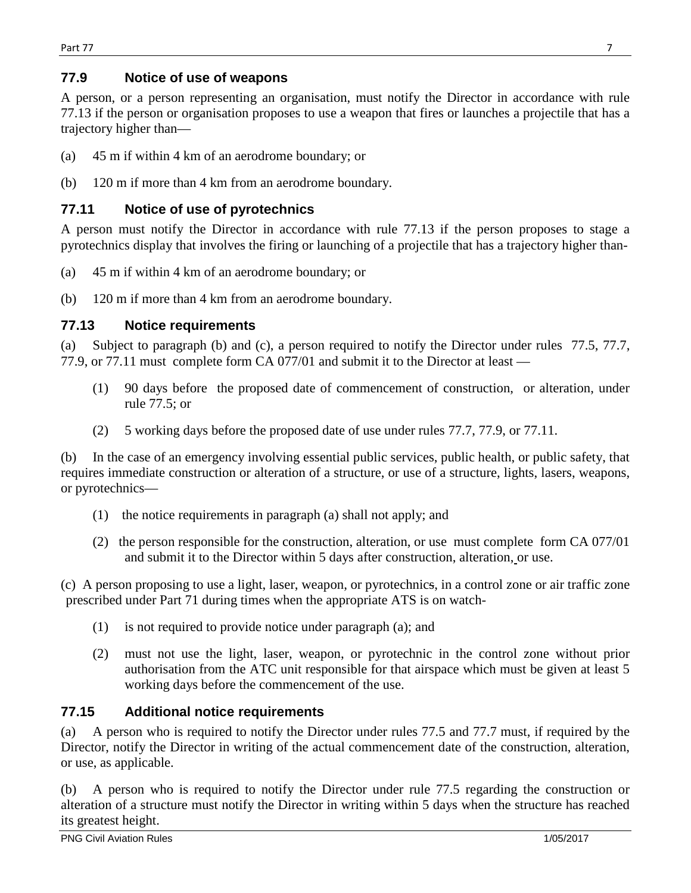## 77.9 Notice of use of weapons

A person, or a person representing an organisation, must notify the Director in accordance with rule 77.13 if the person or organisation proposes to use a weapon that fires or launches a projectile that has a trajectory higher than—

(a) 45 m if within 4 km of an aerodrome boundary; or

(b) 120 m if more than 4 km from an aerodrome boundary.

## 77.11 Notice of use of pyrotechnics

A person must notify the Director in accordance with rule 77.13 if the person proposes to stage a pyrotechnics display that involves the firing or launching of a projectile that has a trajectory higher than-

(a) 45 m if within 4 km of an aerodrome boundary; or

(b) 120 m if more than 4 km from an aerodrome boundary.

## 77.13 Notice requirements

(a) Subject to paragraph (b) and (c), a person required to notify the Director under rules 77.5, 77.7, 77.9, or 77.11 must complete form CA 077/01 and submit it to the Director at least —

(1) 90 days before the proposed date of commencement of construction, or alteration, under rule 77.5; or

(2) 5 working days before the proposed date of use under rules 77.7, 77.9, or 77.11.

(b) In the case of an emergency involving essential public services, public health, or public safety, that requires immediate construction or alteration of a structure, or use of a structure, lights, lasers, weapons, or pyrotechnics—

(1) the notice requirements in paragraph (a) shall not apply; and

(2) the person responsible for the construction, alteration, or use must complete form CA 077/01 and submit it to the Director within 5 days after construction, alteration, or use.

(c) A person proposing to use a light, laser, weapon, or pyrotechnics, in a control zone or air traffic zone prescribed under Part 71 during times when the appropriate ATS is on watch-

(1) is not required to provide notice under paragraph (a); and

(2) must not use the light, laser, weapon, or pyrotechnic in the control zone without prior authorisation from the ATC unit responsible for that airspace which must be given at least 5 working days before the commencement of the use.

## 77.15 Additional notice requirements

(a) A person who is required to notify the Director under rules 77.5 and 77.7 must, if required by the Director, notify the Director in writing of the actual commencement date of the construction, alteration, or use, as applicable.

(b) A person who is required to notify the Director under rule 77.5 regarding the construction or alteration of a structure must notify the Director in writing within 5 days when the structure has reached its greatest height.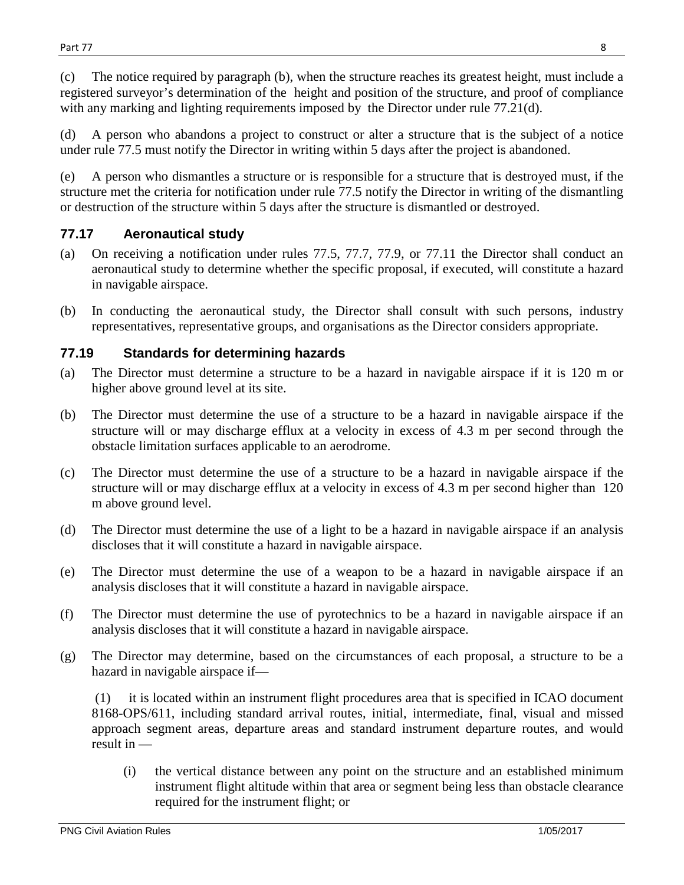(c) The notice required by paragraph (b), when the structure reaches its greatest height, must include a registered surveyor's determination of the height and position of the structure, and proof of compliance with any marking and lighting requirements imposed by the Director under rule 77.21(d).

(d) A person who abandons a project to construct or alter a structure that is the subject of a notice under rule 77.5 must notify the Director in writing within 5 days after the project is abandoned.

(e) A person who dismantles a structure or is responsible for a structure that is destroyed must, if the structure met the criteria for notification under rule 77.5 notify the Director in writing of the dismantling or destruction of the structure within 5 days after the structure is dismantled or destroyed.

### 77.17 Aeronautical study

(a) On receiving a notification under rules 77.5, 77.7, 77.9, or 77.11 the Director shall conduct an aeronautical study to determine whether the specific proposal, if executed, will constitute a hazard in navigable airspace.

(b) In conducting the aeronautical study, the Director shall consult with such persons, industry representatives, representative groups, and organisations as the Director considers appropriate.

### 77.19 Standards for determining hazards

(a) The Director must determine a structure to be a hazard in navigable airspace if it is 120 m or higher above ground level at its site.

(b) The Director must determine the use of a structure to be a hazard in navigable airspace if the structure will or may discharge efflux at a velocity in excess of 4.3 m per second through the obstacle limitation surfaces applicable to an aerodrome.

(c) The Director must determine the use of a structure to be a hazard in navigable airspace if the structure will or may discharge efflux at a velocity in excess of 4.3 m per second higher than 120 m above ground level.

(d) The Director must determine the use of a light to be a hazard in navigable airspace if an analysis discloses that it will constitute a hazard in navigable airspace.

(e) The Director must determine the use of a weapon to be a hazard in navigable airspace if an analysis discloses that it will constitute a hazard in navigable airspace.

(f) The Director must determine the use of pyrotechnics to be a hazard in navigable airspace if an analysis discloses that it will constitute a hazard in navigable airspace.

(g) The Director may determine, based on the circumstances of each proposal, a structure to be a hazard in navigable airspace if—

(1) it is located within an instrument flight procedures area that is specified in ICAO document 8168-OPS/611, including standard arrival routes, initial, intermediate, final, visual and missed approach segment areas, departure areas and standard instrument departure routes, and would result in —

(i) the vertical distance between any point on the structure and an established minimum instrument flight altitude within that area or segment being less than obstacle clearance required for the instrument flight; or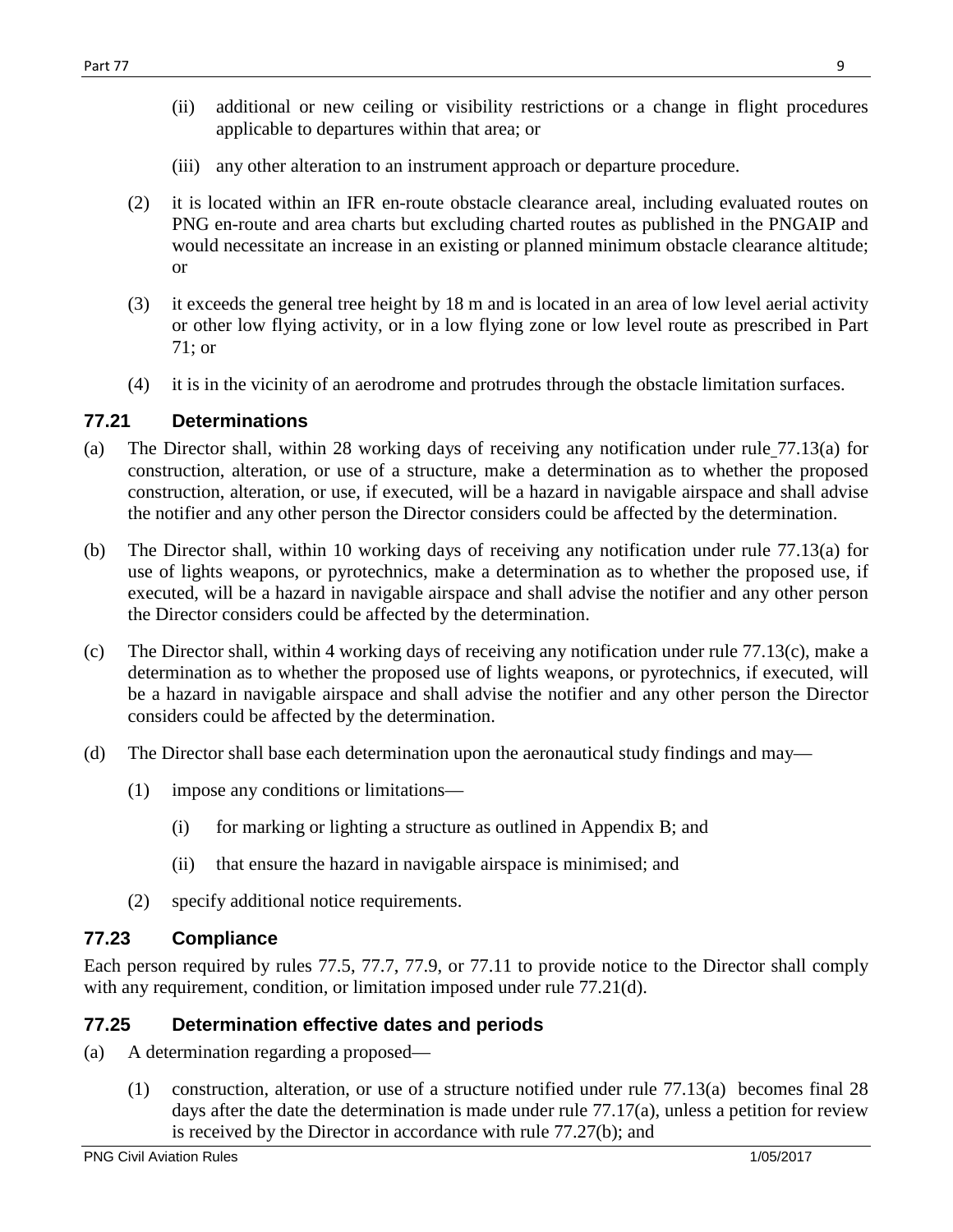(ii) additional or new ceiling or visibility restrictions or a change in flight procedures applicable to departures within that area; or

(iii) any other alteration to an instrument approach or departure procedure.

(2) it is located within an IFR en-route obstacle clearance areal, including evaluated routes on PNG en-route and area charts but excluding charted routes as published in the PNGAIP and would necessitate an increase in an existing or planned minimum obstacle clearance altitude; or

(3) it exceeds the general tree height by 18 m and is located in an area of low level aerial activity or other low flying activity, or in a low flying zone or low level route as prescribed in Part 71; or

(4) it is in the vicinity of an aerodrome and protrudes through the obstacle limitation surfaces.

### 77.21 Determinations

(a) The Director shall, within 28 working days of receiving any notification under rule 77.13(a) for construction, alteration, or use of a structure, make a determination as to whether the proposed construction, alteration, or use, if executed, will be a hazard in navigable airspace and shall advise the notifier and any other person the Director considers could be affected by the determination.

(b) The Director shall, within 10 working days of receiving any notification under rule 77.13(a) for use of lights weapons, or pyrotechnics, make a determination as to whether the proposed use, if executed, will be a hazard in navigable airspace and shall advise the notifier and any other person the Director considers could be affected by the determination.

(c) The Director shall, within 4 working days of receiving any notification under rule 77.13(c), make a determination as to whether the proposed use of lights weapons, or pyrotechnics, if executed, will be a hazard in navigable airspace and shall advise the notifier and any other person the Director considers could be affected by the determination.

(d) The Director shall base each determination upon the aeronautical study findings and may—

(1) impose any conditions or limitations—

(i) for marking or lighting a structure as outlined in Appendix B; and

(ii) that ensure the hazard in navigable airspace is minimised; and

(2) specify additional notice requirements.

### 77.23 Compliance

Each person required by rules 77.5, 77.7, 77.9, or 77.11 to provide notice to the Director shall comply with any requirement, condition, or limitation imposed under rule 77.21(d).

### 77.25 Determination effective dates and periods

(a) A determination regarding a proposed—

(1) construction, alteration, or use of a structure notified under rule 77.13(a) becomes final 28 days after the date the determination is made under rule 77.17(a), unless a petition for review is received by the Director in accordance with rule 77.27(b); and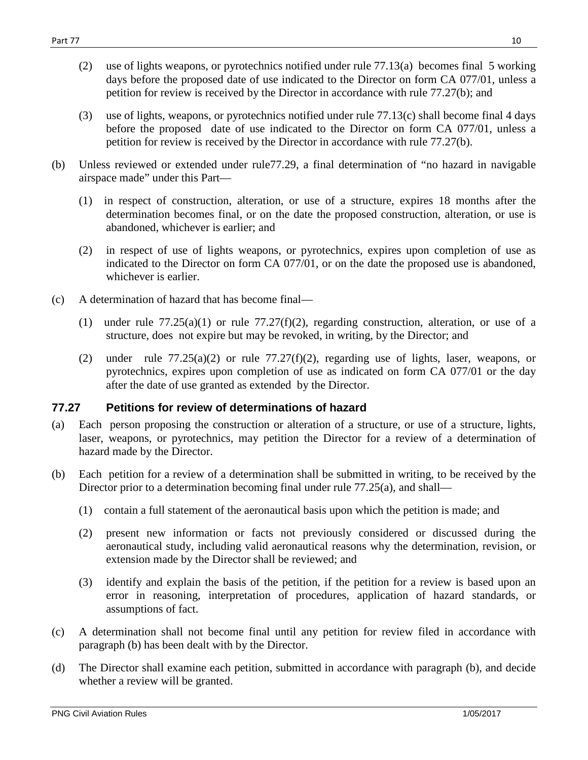(2) use of lights weapons, or pyrotechnics notified under rule 77.13(a) becomes final 5 working days before the proposed date of use indicated to the Director on form CA 077/01, unless a petition for review is received by the Director in accordance with rule 77.27(b); and

(3) use of lights, weapons, or pyrotechnics notified under rule 77.13(c) shall become final 4 days before the proposed date of use indicated to the Director on form CA 077/01, unless a petition for review is received by the Director in accordance with rule 77.27(b).

(b) Unless reviewed or extended under rule77.29, a final determination of "no hazard in navigable airspace made" under this Part—

(1) in respect of construction, alteration, or use of a structure, expires 18 months after the determination becomes final, or on the date the proposed construction, alteration, or use is abandoned, whichever is earlier; and

(2) in respect of use of lights weapons, or pyrotechnics, expires upon completion of use as indicated to the Director on form CA 077/01, or on the date the proposed use is abandoned, whichever is earlier.

(c) A determination of hazard that has become final—

(1) under rule 77.25(a)(1) or rule 77.27(f)(2), regarding construction, alteration, or use of a structure, does not expire but may be revoked, in writing, by the Director; and

(2) under rule 77.25(a)(2) or rule 77.27(f)(2), regarding use of lights, laser, weapons, or pyrotechnics, expires upon completion of use as indicated on form CA 077/01 or the day after the date of use granted as extended by the Director.

### 77.27 Petitions for review of determinations of hazard

(a) Each person proposing the construction or alteration of a structure, or use of a structure, lights, laser, weapons, or pyrotechnics, may petition the Director for a review of a determination of hazard made by the Director.

(b) Each petition for a review of a determination shall be submitted in writing, to be received by the Director prior to a determination becoming final under rule 77.25(a), and shall—

(1) contain a full statement of the aeronautical basis upon which the petition is made; and

(2) present new information or facts not previously considered or discussed during the aeronautical study, including valid aeronautical reasons why the determination, revision, or extension made by the Director shall be reviewed; and

(3) identify and explain the basis of the petition, if the petition for a review is based upon an error in reasoning, interpretation of procedures, application of hazard standards, or assumptions of fact.

(c) A determination shall not become final until any petition for review filed in accordance with paragraph (b) has been dealt with by the Director.

(d) The Director shall examine each petition, submitted in accordance with paragraph (b), and decide whether a review will be granted.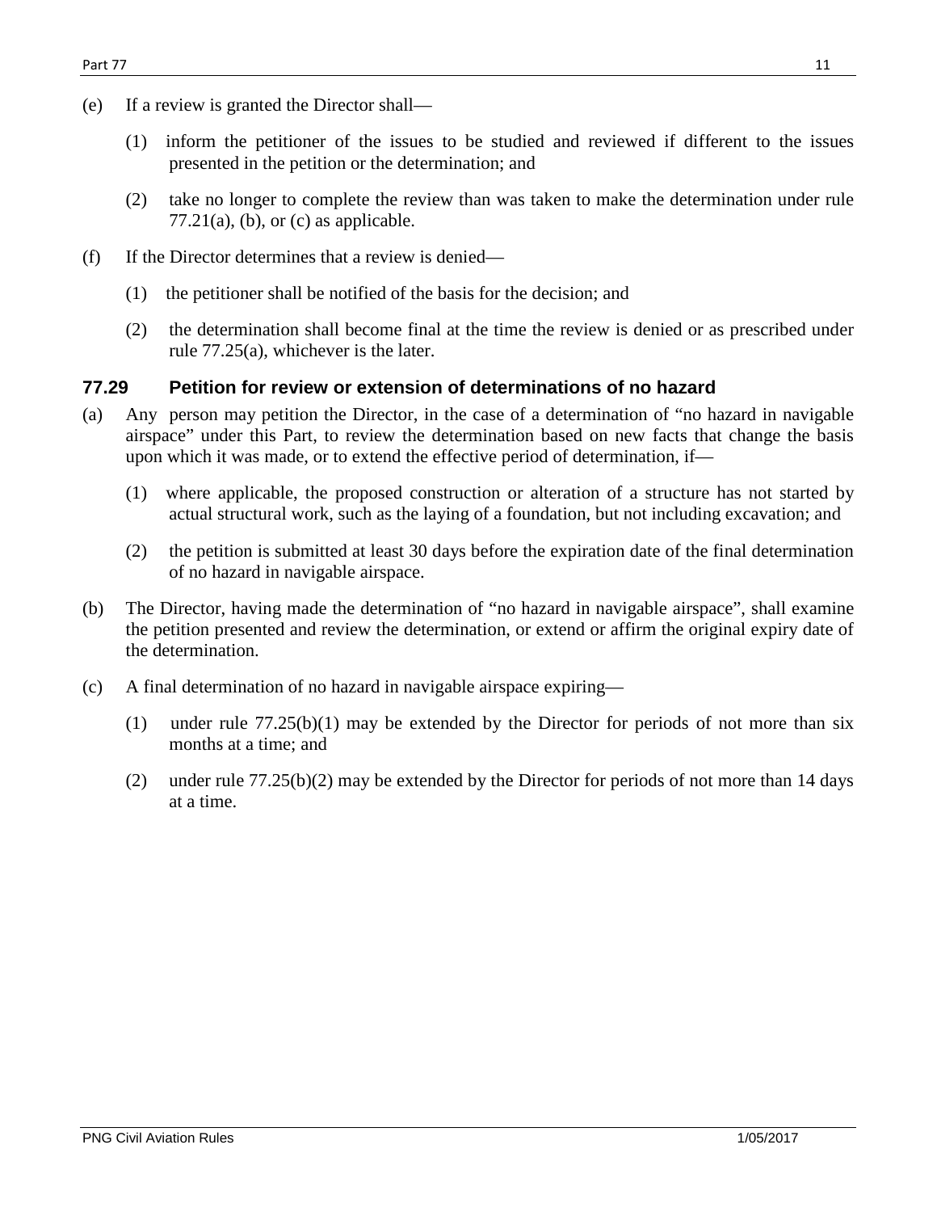(e) If a review is granted the Director shall—

(1) inform the petitioner of the issues to be studied and reviewed if different to the issues presented in the petition or the determination; and

(2) take no longer to complete the review than was taken to make the determination under rule 77.21(a), (b), or (c) as applicable.

(f) If the Director determines that a review is denied—

(1) the petitioner shall be notified of the basis for the decision; and

(2) the determination shall become final at the time the review is denied or as prescribed under rule 77.25(a), whichever is the later.

### 77.29 Petition for review or extension of determinations of no hazard

(a) Any person may petition the Director, in the case of a determination of "no hazard in navigable airspace" under this Part, to review the determination based on new facts that change the basis upon which it was made, or to extend the effective period of determination, if—

(1) where applicable, the proposed construction or alteration of a structure has not started by actual structural work, such as the laying of a foundation, but not including excavation; and

(2) the petition is submitted at least 30 days before the expiration date of the final determination of no hazard in navigable airspace.

(b) The Director, having made the determination of "no hazard in navigable airspace", shall examine the petition presented and review the determination, or extend or affirm the original expiry date of the determination.

(c) A final determination of no hazard in navigable airspace expiring—

(1) under rule 77.25(b)(1) may be extended by the Director for periods of not more than six months at a time; and

(2) under rule 77.25(b)(2) may be extended by the Director for periods of not more than 14 days at a time.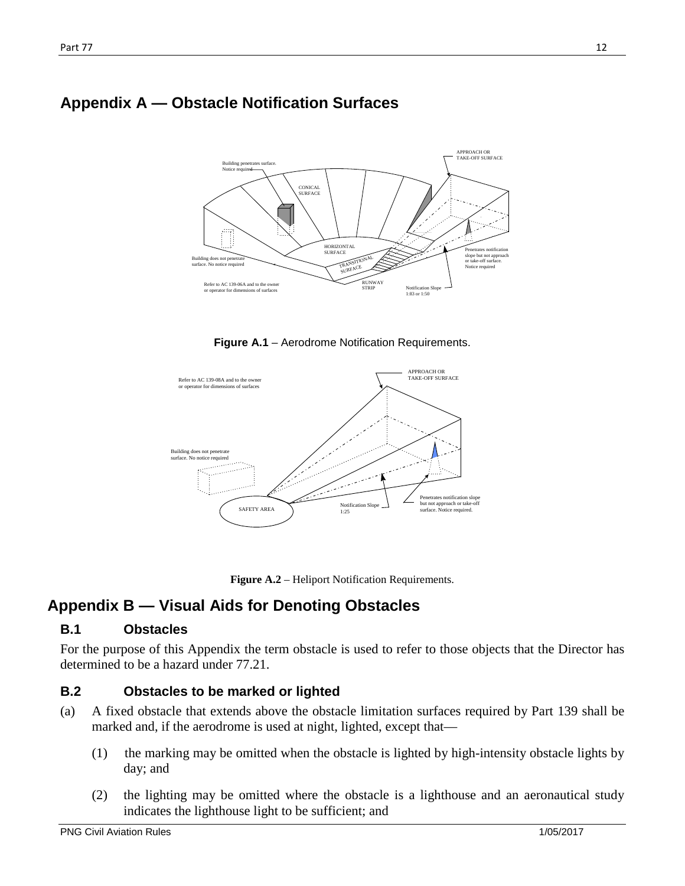# Appendix A — Obstacle Notification Surfaces

APPROACH OR TAKE-OFF SURFACE

Building penetrates surface. Notice required

CONICAL SURFACE

HORIZONTAL SURFACE

TRANSITIONAL SURFACE

Building does not penetrate surface. No notice required

Penetrates notification slope but not approach or take-off surface. Notice required

Refer to AC 139-06A and to the owner or operator for dimensions of surfaces

RUNWAY STRIP

Notification Slope 1:83 or 1:50

**Figure A.1** – Aerodrome Notification Requirements.

Refer to AC 139-08A and to the owner or operator for dimensions of surfaces

APPROACH OR TAKE-OFF SURFACE

Building does not penetrate surface. No notice required

SAFETY AREA

Notification Slope 1:25

Penetrates notification slope but not approach or take-off surface. Notice required.

**Figure A.2** – Heliport Notification Requirements.

# Appendix B — Visual Aids for Denoting Obstacles

## B.1 Obstacles

For the purpose of this Appendix the term obstacle is used to refer to those objects that the Director has determined to be a hazard under 77.21.

## B.2 Obstacles to be marked or lighted

(a) A fixed obstacle that extends above the obstacle limitation surfaces required by Part 139 shall be marked and, if the aerodrome is used at night, lighted, except that—

(1) the marking may be omitted when the obstacle is lighted by high-intensity obstacle lights by day; and

(2) the lighting may be omitted where the obstacle is a lighthouse and an aeronautical study indicates the lighthouse light to be sufficient; and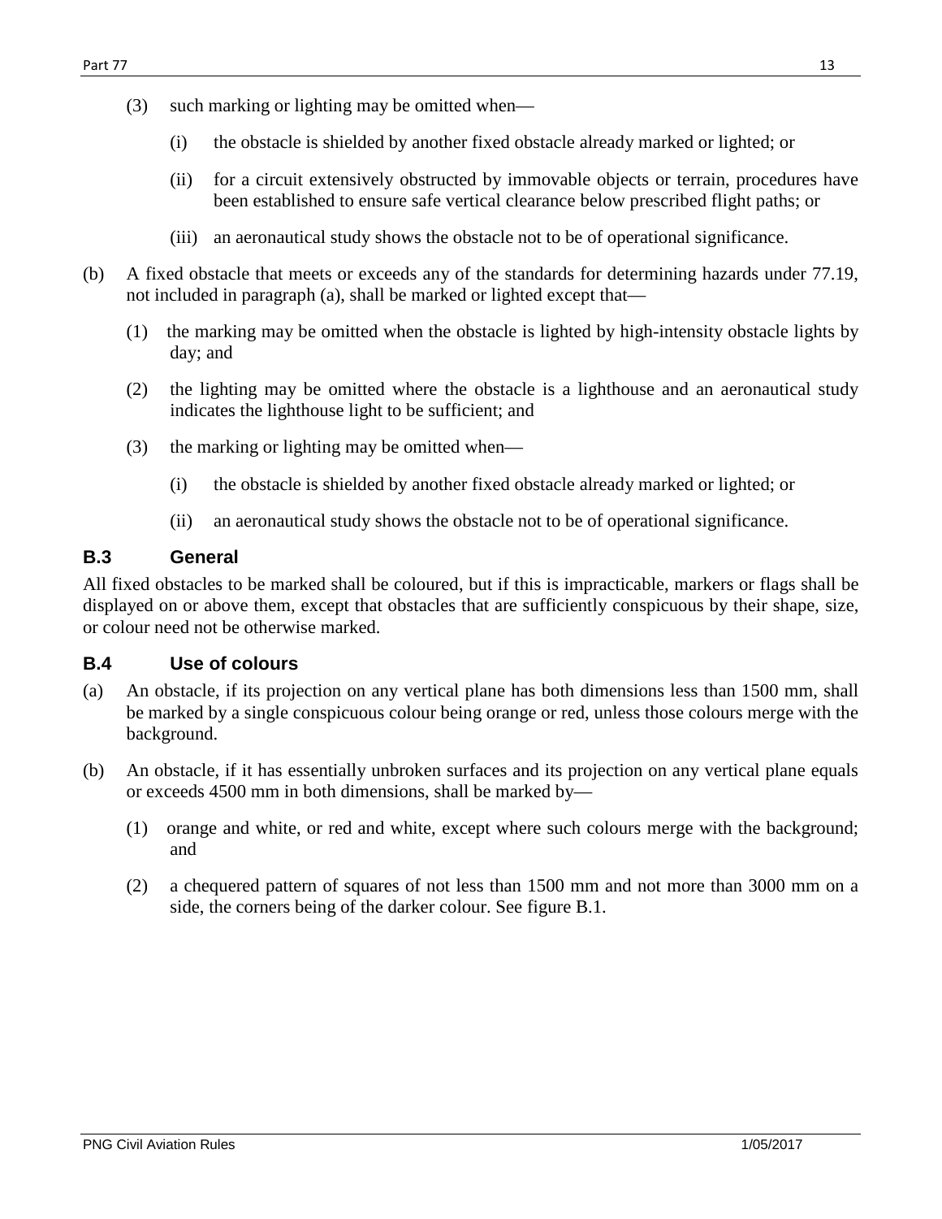(3) such marking or lighting may be omitted when—

   (i) the obstacle is shielded by another fixed obstacle already marked or lighted; or

   (ii) for a circuit extensively obstructed by immovable objects or terrain, procedures have been established to ensure safe vertical clearance below prescribed flight paths; or

   (iii) an aeronautical study shows the obstacle not to be of operational significance.

(b) A fixed obstacle that meets or exceeds any of the standards for determining hazards under 77.19, not included in paragraph (a), shall be marked or lighted except that—

   (1) the marking may be omitted when the obstacle is lighted by high-intensity obstacle lights by day; and

   (2) the lighting may be omitted where the obstacle is a lighthouse and an aeronautical study indicates the lighthouse light to be sufficient; and

   (3) the marking or lighting may be omitted when—

      (i) the obstacle is shielded by another fixed obstacle already marked or lighted; or

      (ii) an aeronautical study shows the obstacle not to be of operational significance.

### B.3 General

All fixed obstacles to be marked shall be coloured, but if this is impracticable, markers or flags shall be displayed on or above them, except that obstacles that are sufficiently conspicuous by their shape, size, or colour need not be otherwise marked.

### B.4 Use of colours

(a) An obstacle, if its projection on any vertical plane has both dimensions less than 1500 mm, shall be marked by a single conspicuous colour being orange or red, unless those colours merge with the background.

(b) An obstacle, if it has essentially unbroken surfaces and its projection on any vertical plane equals or exceeds 4500 mm in both dimensions, shall be marked by—

   (1) orange and white, or red and white, except where such colours merge with the background; and

   (2) a chequered pattern of squares of not less than 1500 mm and not more than 3000 mm on a side, the corners being of the darker colour. See figure B.1.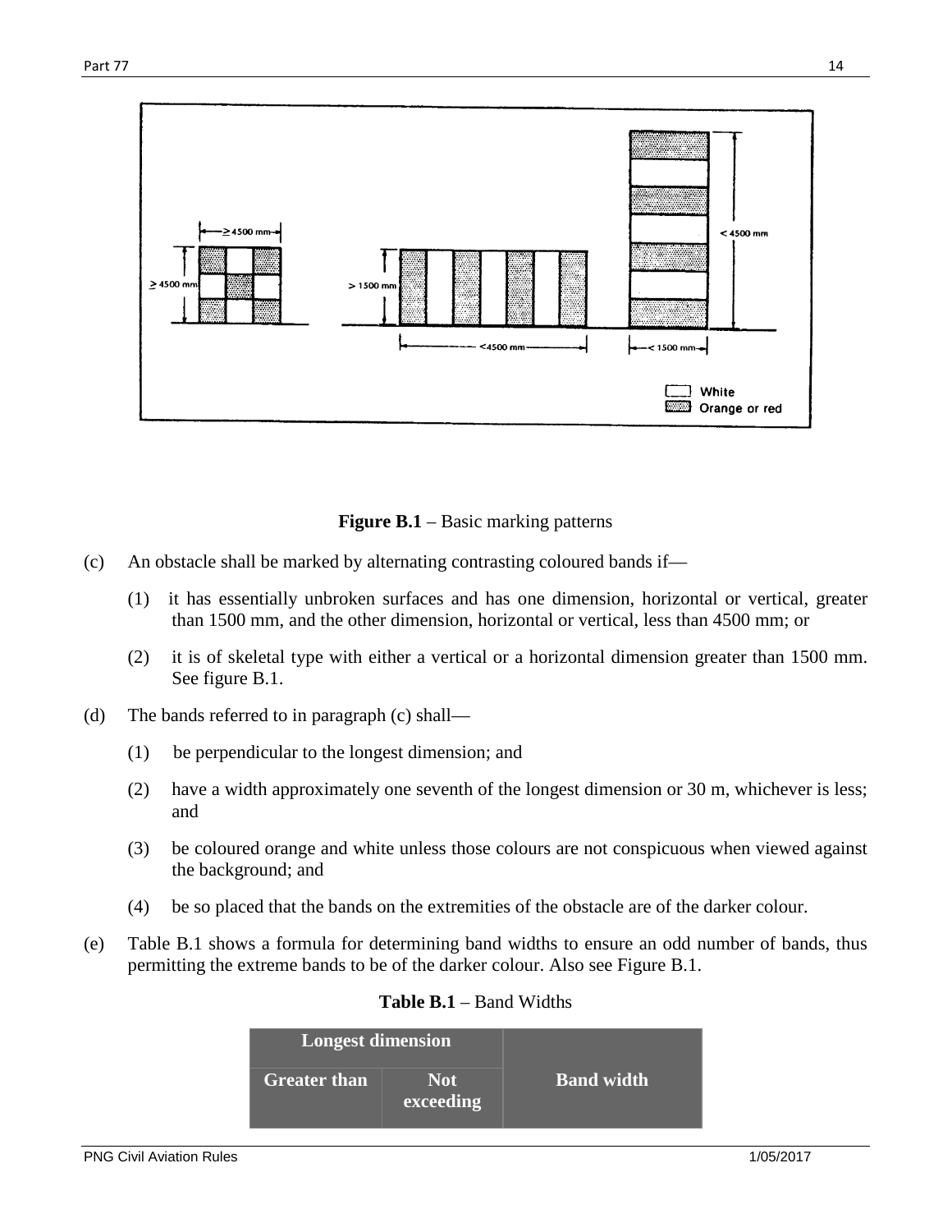≥ 4500 mm

≥ 4500 mm

> 1500 mm

<4500 mm

< 4500 mm

< 1500 mm

White

Orange or red

**Figure B.1** – Basic marking patterns

(c) An obstacle shall be marked by alternating contrasting coloured bands if—

(1) it has essentially unbroken surfaces and has one dimension, horizontal or vertical, greater than 1500 mm, and the other dimension, horizontal or vertical, less than 4500 mm; or

(2) it is of skeletal type with either a vertical or a horizontal dimension greater than 1500 mm. See figure B.1.

(d) The bands referred to in paragraph (c) shall—

(1) be perpendicular to the longest dimension; and

(2) have a width approximately one seventh of the longest dimension or 30 m, whichever is less; and

(3) be coloured orange and white unless those colours are not conspicuous when viewed against the background; and

(4) be so placed that the bands on the extremities of the obstacle are of the darker colour.

(e) Table B.1 shows a formula for determining band widths to ensure an odd number of bands, thus permitting the extreme bands to be of the darker colour. Also see Figure B.1.

**Table B.1** – Band Widths

| Longest dimension | | Band width |
|---|---|---|
| Greater than | Not exceeding | |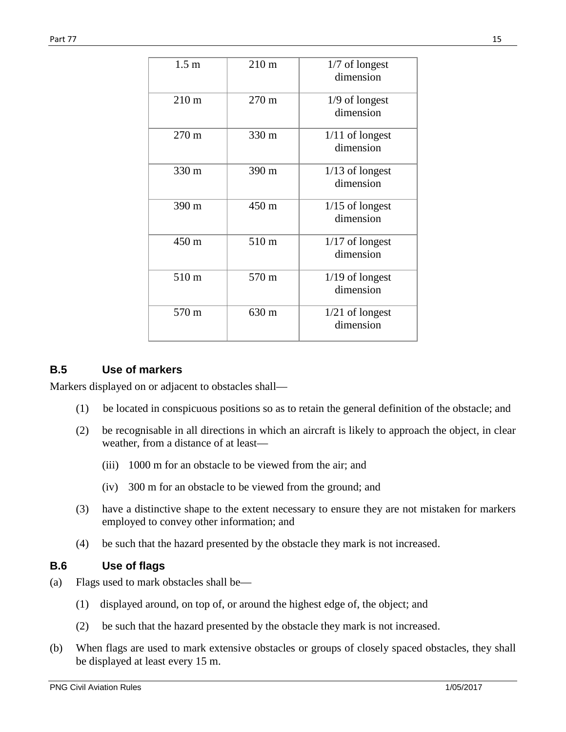| | | |
|---|---|---|
| 1.5 m | 210 m | 1/7 of longest dimension |
| 210 m | 270 m | 1/9 of longest dimension |
| 270 m | 330 m | 1/11 of longest dimension |
| 330 m | 390 m | 1/13 of longest dimension |
| 390 m | 450 m | 1/15 of longest dimension |
| 450 m | 510 m | 1/17 of longest dimension |
| 510 m | 570 m | 1/19 of longest dimension |
| 570 m | 630 m | 1/21 of longest dimension |

### B.5 Use of markers

Markers displayed on or adjacent to obstacles shall—

(1) be located in conspicuous positions so as to retain the general definition of the obstacle; and

(2) be recognisable in all directions in which an aircraft is likely to approach the object, in clear weather, from a distance of at least—

(iii) 1000 m for an obstacle to be viewed from the air; and

(iv) 300 m for an obstacle to be viewed from the ground; and

(3) have a distinctive shape to the extent necessary to ensure they are not mistaken for markers employed to convey other information; and

(4) be such that the hazard presented by the obstacle they mark is not increased.

### B.6 Use of flags

(a) Flags used to mark obstacles shall be—

(1) displayed around, on top of, or around the highest edge of, the object; and

(2) be such that the hazard presented by the obstacle they mark is not increased.

(b) When flags are used to mark extensive obstacles or groups of closely spaced obstacles, they shall be displayed at least every 15 m.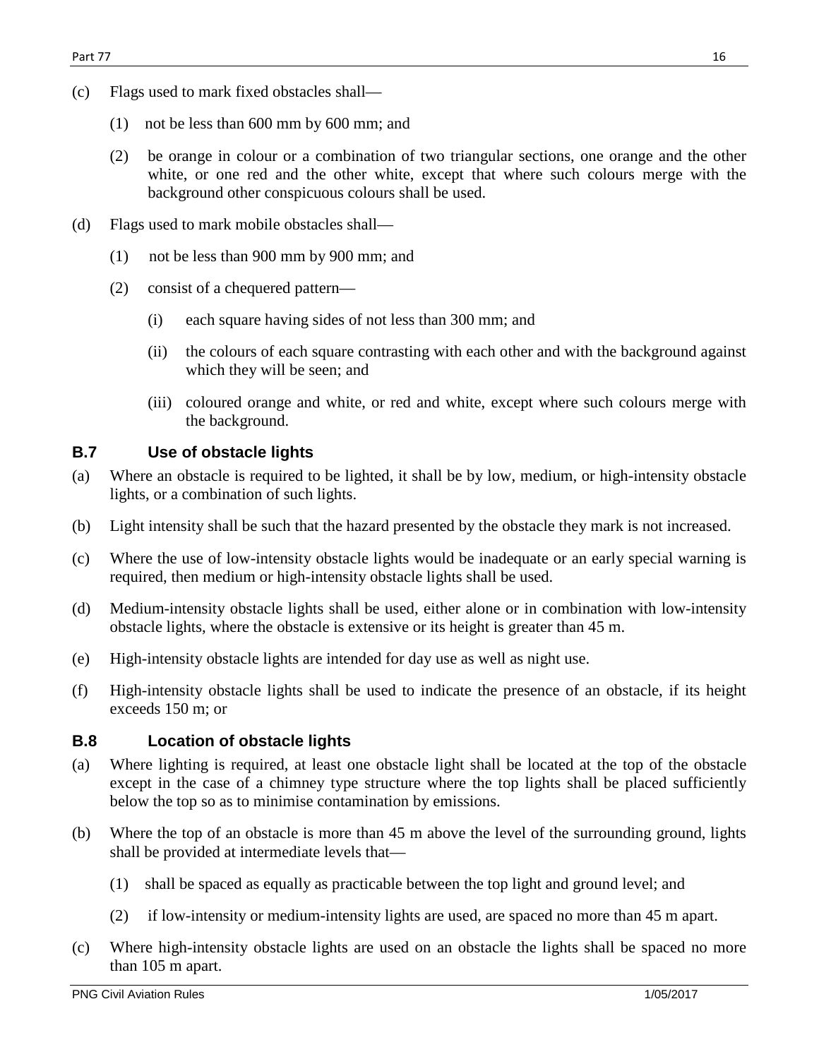(c) Flags used to mark fixed obstacles shall—

(1) not be less than 600 mm by 600 mm; and

(2) be orange in colour or a combination of two triangular sections, one orange and the other white, or one red and the other white, except that where such colours merge with the background other conspicuous colours shall be used.

(d) Flags used to mark mobile obstacles shall—

(1) not be less than 900 mm by 900 mm; and

(2) consist of a chequered pattern—

(i) each square having sides of not less than 300 mm; and

(ii) the colours of each square contrasting with each other and with the background against which they will be seen; and

(iii) coloured orange and white, or red and white, except where such colours merge with the background.

### B.7 Use of obstacle lights

(a) Where an obstacle is required to be lighted, it shall be by low, medium, or high-intensity obstacle lights, or a combination of such lights.

(b) Light intensity shall be such that the hazard presented by the obstacle they mark is not increased.

(c) Where the use of low-intensity obstacle lights would be inadequate or an early special warning is required, then medium or high-intensity obstacle lights shall be used.

(d) Medium-intensity obstacle lights shall be used, either alone or in combination with low-intensity obstacle lights, where the obstacle is extensive or its height is greater than 45 m.

(e) High-intensity obstacle lights are intended for day use as well as night use.

(f) High-intensity obstacle lights shall be used to indicate the presence of an obstacle, if its height exceeds 150 m; or

### B.8 Location of obstacle lights

(a) Where lighting is required, at least one obstacle light shall be located at the top of the obstacle except in the case of a chimney type structure where the top lights shall be placed sufficiently below the top so as to minimise contamination by emissions.

(b) Where the top of an obstacle is more than 45 m above the level of the surrounding ground, lights shall be provided at intermediate levels that—

(1) shall be spaced as equally as practicable between the top light and ground level; and

(2) if low-intensity or medium-intensity lights are used, are spaced no more than 45 m apart.

(c) Where high-intensity obstacle lights are used on an obstacle the lights shall be spaced no more than 105 m apart.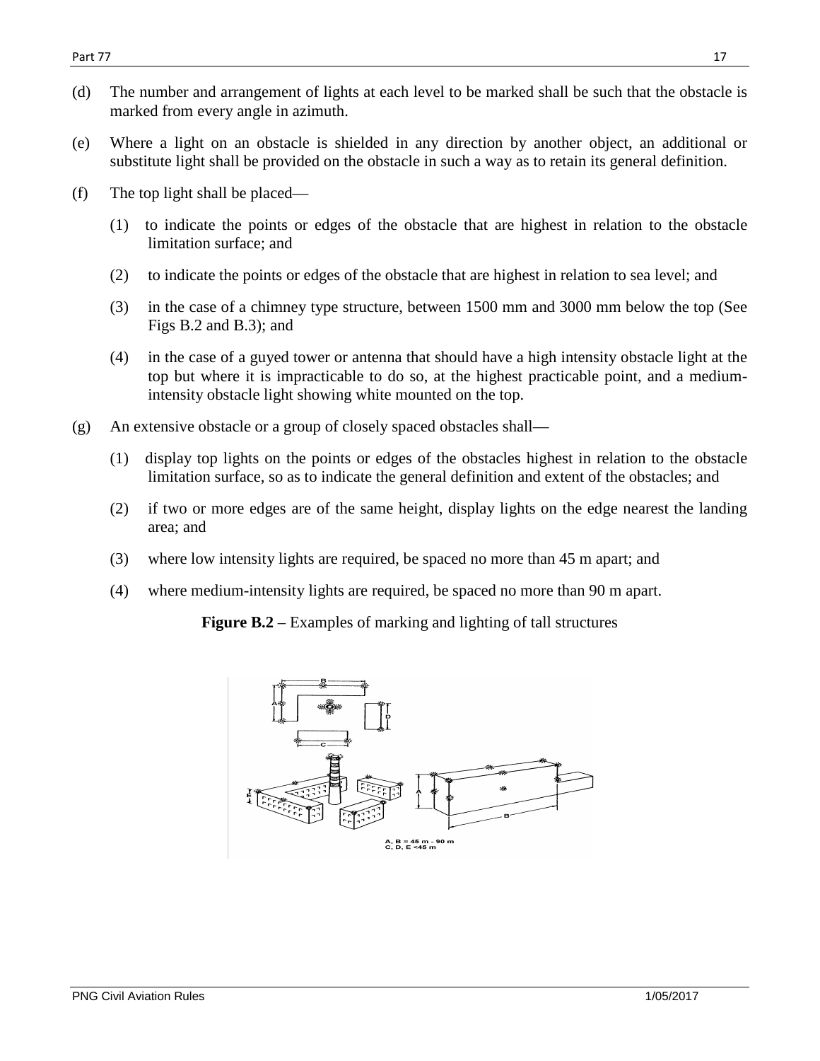(d) The number and arrangement of lights at each level to be marked shall be such that the obstacle is marked from every angle in azimuth.

(e) Where a light on an obstacle is shielded in any direction by another object, an additional or substitute light shall be provided on the obstacle in such a way as to retain its general definition.

(f) The top light shall be placed—

  (1) to indicate the points or edges of the obstacle that are highest in relation to the obstacle limitation surface; and

  (2) to indicate the points or edges of the obstacle that are highest in relation to sea level; and

  (3) in the case of a chimney type structure, between 1500 mm and 3000 mm below the top (See Figs B.2 and B.3); and

  (4) in the case of a guyed tower or antenna that should have a high intensity obstacle light at the top but where it is impracticable to do so, at the highest practicable point, and a medium-intensity obstacle light showing white mounted on the top.

(g) An extensive obstacle or a group of closely spaced obstacles shall—

  (1) display top lights on the points or edges of the obstacles highest in relation to the obstacle limitation surface, so as to indicate the general definition and extent of the obstacles; and

  (2) if two or more edges are of the same height, display lights on the edge nearest the landing area; and

  (3) where low intensity lights are required, be spaced no more than 45 m apart; and

  (4) where medium-intensity lights are required, be spaced no more than 90 m apart.

**Figure B.2** – Examples of marking and lighting of tall structures

A, B = 45 m - 90 m
C, D, E <45 m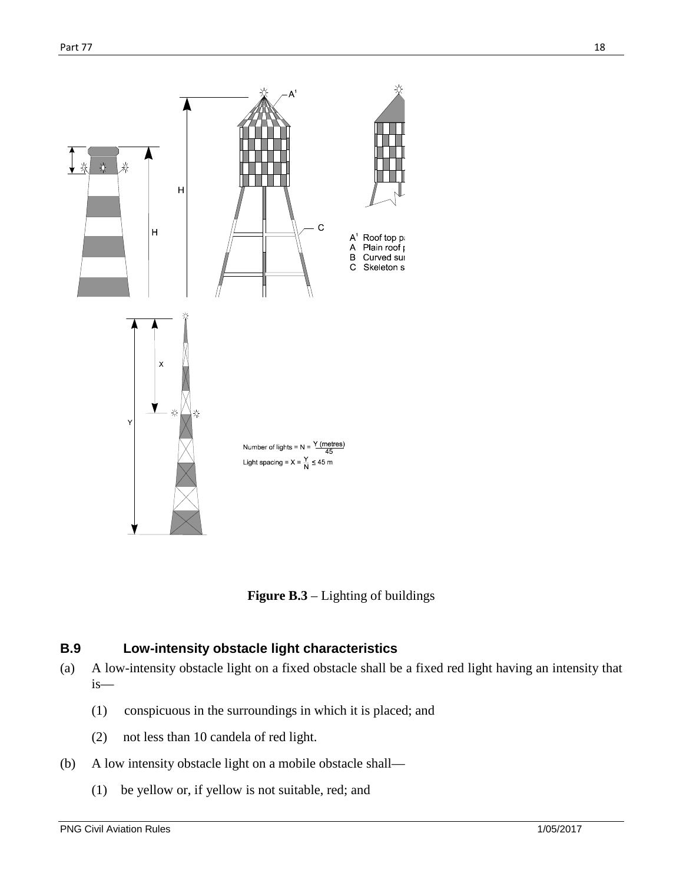A' Roof top pa
A Plain roof p
B Curved sur
C Skeleton s

H

H

X

Y

Number of lights = $N = \frac{Y \text{ (metres)}}{45}$

Light spacing = $X = \frac{Y}{N} \leq 45$ m

**Figure B.3** – Lighting of buildings

### B.9 Low-intensity obstacle light characteristics

(a) A low-intensity obstacle light on a fixed obstacle shall be a fixed red light having an intensity that is—

(1) conspicuous in the surroundings in which it is placed; and

(2) not less than 10 candela of red light.

(b) A low intensity obstacle light on a mobile obstacle shall—

(1) be yellow or, if yellow is not suitable, red; and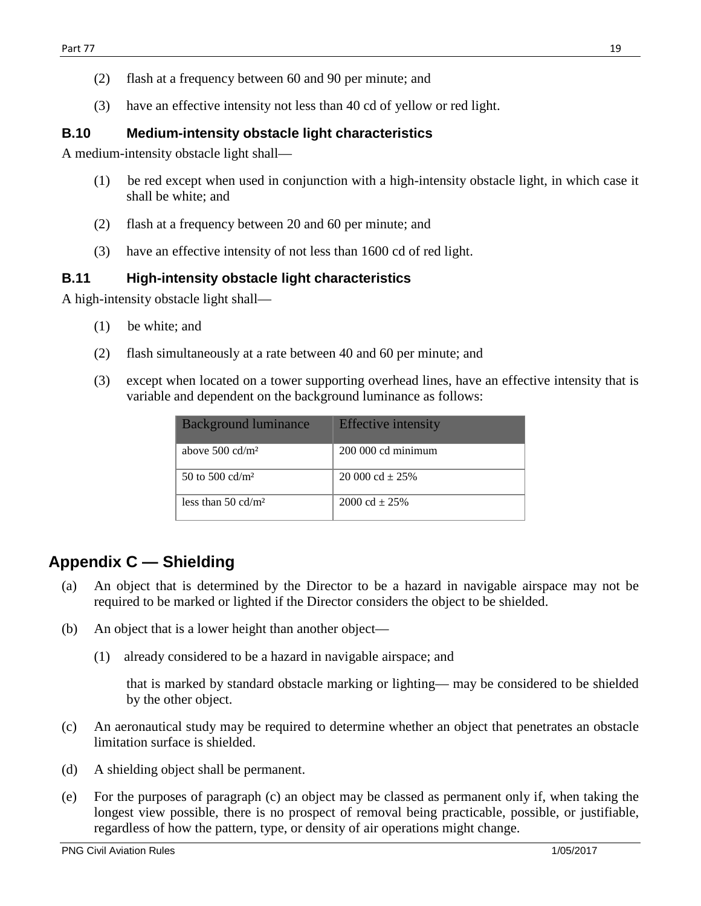(2) flash at a frequency between 60 and 90 per minute; and

(3) have an effective intensity not less than 40 cd of yellow or red light.

### B.10 Medium-intensity obstacle light characteristics

A medium-intensity obstacle light shall—

(1) be red except when used in conjunction with a high-intensity obstacle light, in which case it shall be white; and

(2) flash at a frequency between 20 and 60 per minute; and

(3) have an effective intensity of not less than 1600 cd of red light.

### B.11 High-intensity obstacle light characteristics

A high-intensity obstacle light shall—

(1) be white; and

(2) flash simultaneously at a rate between 40 and 60 per minute; and

(3) except when located on a tower supporting overhead lines, have an effective intensity that is variable and dependent on the background luminance as follows:

| Background luminance | Effective intensity |
|---|---|
| above 500 cd/m² | 200 000 cd minimum |
| 50 to 500 cd/m² | 20 000 cd ± 25% |
| less than 50 cd/m² | 2000 cd ± 25% |

## Appendix C — Shielding

(a) An object that is determined by the Director to be a hazard in navigable airspace may not be required to be marked or lighted if the Director considers the object to be shielded.

(b) An object that is a lower height than another object—

(1) already considered to be a hazard in navigable airspace; and

that is marked by standard obstacle marking or lighting— may be considered to be shielded by the other object.

(c) An aeronautical study may be required to determine whether an object that penetrates an obstacle limitation surface is shielded.

(d) A shielding object shall be permanent.

(e) For the purposes of paragraph (c) an object may be classed as permanent only if, when taking the longest view possible, there is no prospect of removal being practicable, possible, or justifiable, regardless of how the pattern, type, or density of air operations might change.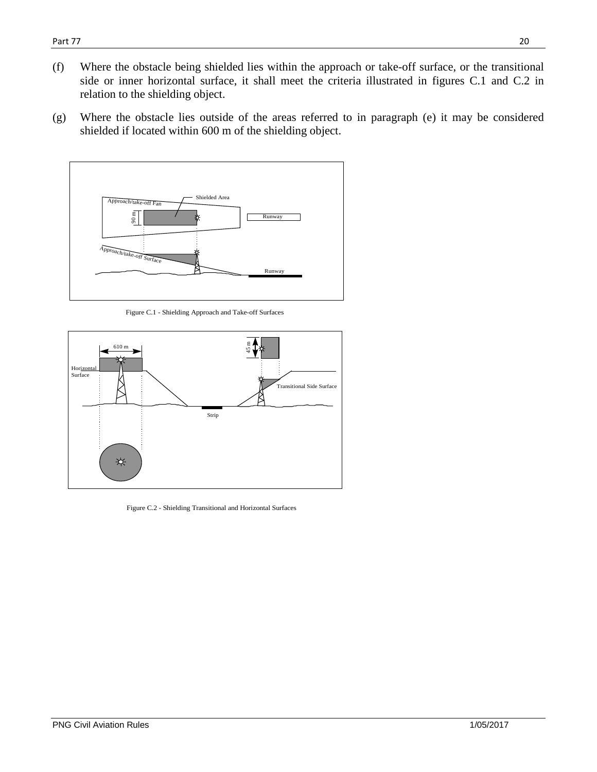(f) Where the obstacle being shielded lies within the approach or take-off surface, or the transitional side or inner horizontal surface, it shall meet the criteria illustrated in figures C.1 and C.2 in relation to the shielding object.

(g) Where the obstacle lies outside of the areas referred to in paragraph (e) it may be considered shielded if located within 600 m of the shielding object.

Shielded Area
Approach/take-off Fan
90 m
Runway
Approach/take-off Surface
Runway

Figure C.1 - Shielding Approach and Take-off Surfaces

610 m
Horizontal Surface
45 m
Transitional Side Surface
Strip

Figure C.2 - Shielding Transitional and Horizontal Surfaces